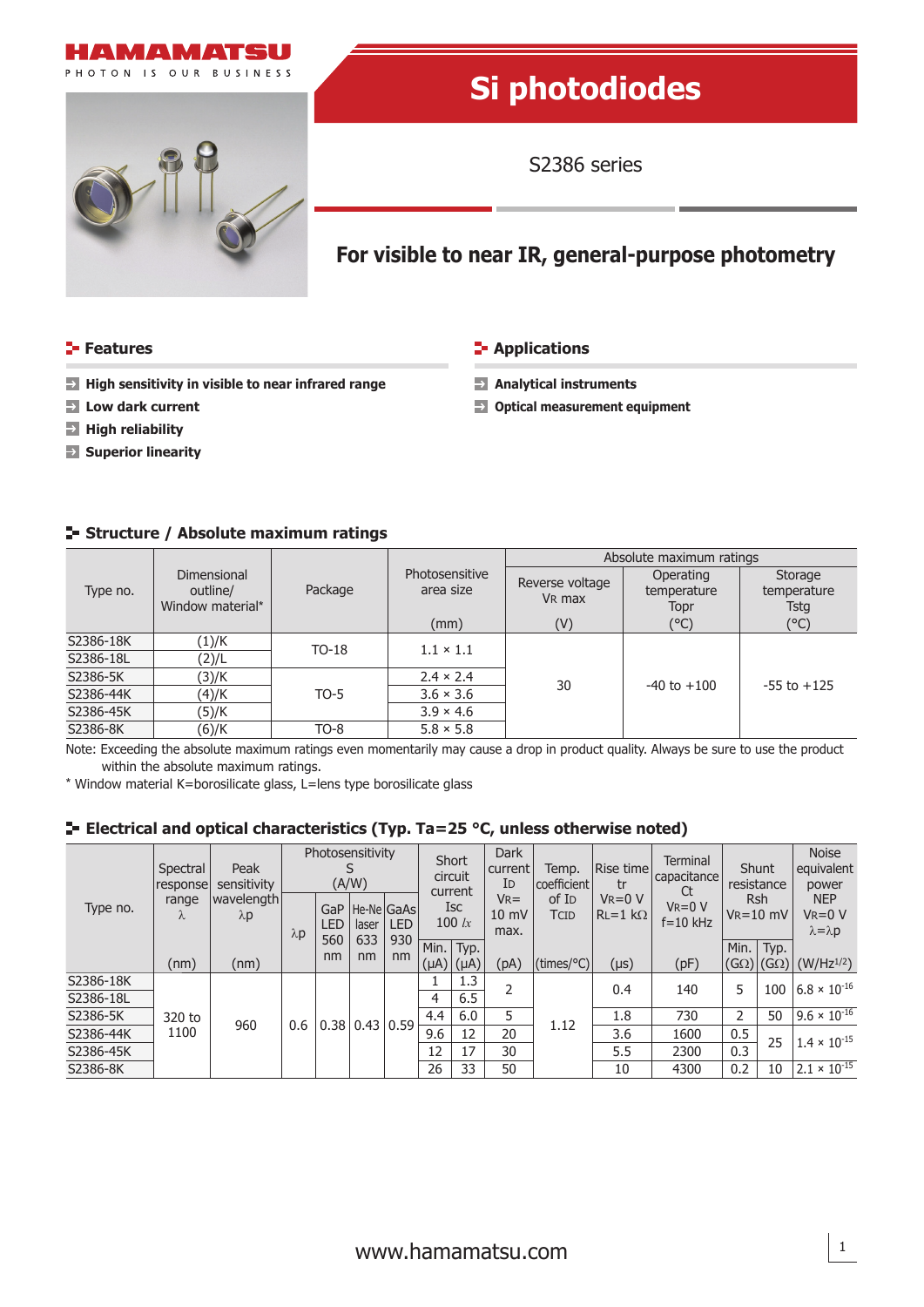HAMAMATSU

PHOTON IS OUR BUSINESS

# Si photodiodes

S2386 series

## For visible to near IR, general-purpose photometry

## Features

- **High sensitivity in visible to near infrared range**
- **Low dark current**
- **High reliability**
- **Superior linearity**

## Applications

- **Analytical instruments**
- **Optical measurement equipment**

## Structure / Absolute maximum ratings

| Type no. | Dimensional outline/ Window material* | Package | Photosensitive area size (mm) | Absolute maximum ratings Reverse voltage $V_R$ max (V) | Operating temperature Topr (°C) | Storage temperature Tstg (°C) |
|---|---|---|---|---|---|---|
| S2386-18K | (1)/K | TO-18 | 1.1 × 1.1 | 30 | -40 to +100 | -55 to +125 |
| S2386-18L | (2)/L | | | | | |
| S2386-5K | (3)/K | TO-5 | 2.4 × 2.4 | | | |
| S2386-44K | (4)/K | | 3.6 × 3.6 | | | |
| S2386-45K | (5)/K | | 3.9 × 4.6 | | | |
| S2386-8K | (6)/K | TO-8 | 5.8 × 5.8 | | | |

Note: Exceeding the absolute maximum ratings even momentarily may cause a drop in product quality. Always be sure to use the product within the absolute maximum ratings.

\* Window material K=borosilicate glass, L=lens type borosilicate glass

## Electrical and optical characteristics (Typ. Ta=25 °C, unless otherwise noted)

| Type no. | Spectral response range λ (nm) | Peak sensitivity wavelength λp (nm) | Photosensitivity S (A/W) λp | GaP LED 560 nm | He-Ne laser 633 nm | GaAs LED 930 nm | Short circuit current Isc 100 lx Min. (μA) | Typ. (μA) | Dark current $I_D$ $V_R$=10 mV max. (pA) | Temp. coefficient of $I_D$ TCID (times/°C) | Rise time tr $V_R$=0 V $R_L$=1 kΩ (μs) | Terminal capacitance Ct $V_R$=0 V f=10 kHz (pF) | Shunt resistance Rsh $V_R$=10 mV Min. (GΩ) | Typ. (GΩ) | Noise equivalent power NEP $V_R$=0 V λ=λp (W/Hz$^{1/2}$) |
|---|---|---|---|---|---|---|---|---|---|---|---|---|---|---|---|
| S2386-18K | 320 to 1100 | 960 | 0.6 | 0.38 | 0.43 | 0.59 | 1 | 1.3 | 2 | 1.12 | 0.4 | 140 | 5 | 100 | $6.8 \times 10^{-16}$ |
| S2386-18L | | | | | | | 4 | 6.5 | | | | | | | |
| S2386-5K | | | | | | | 4.4 | 6.0 | 5 | | 1.8 | 730 | 2 | 50 | $9.6 \times 10^{-16}$ |
| S2386-44K | | | | | | | 9.6 | 12 | 20 | | 3.6 | 1600 | 0.5 | 25 | $1.4 \times 10^{-15}$ |
| S2386-45K | | | | | | | 12 | 17 | 30 | | 5.5 | 2300 | 0.3 | | |
| S2386-8K | | | | | | | 26 | 33 | 50 | | 10 | 4300 | 0.2 | 10 | $2.1 \times 10^{-15}$ |

www.hamamatsu.com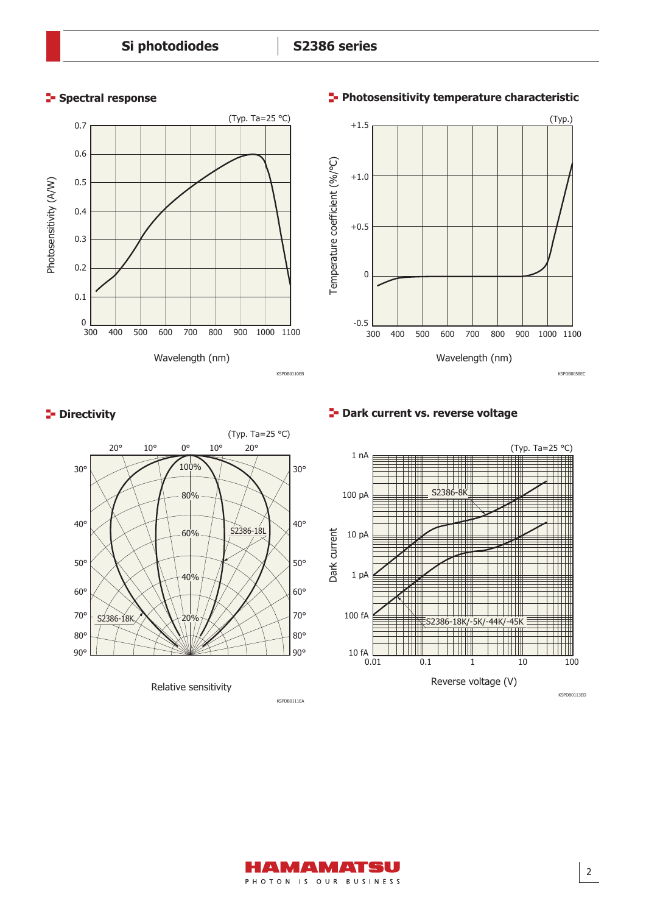## Spectral response

(Typ. Ta=25 °C)

Photosensitivity (A/W)

Wavelength (nm)

KSPDB0110EB

## Photosensitivity temperature characteristic

(Typ.)

Temperature coefficient (%/°C)

Wavelength (nm)

KSPDB0058EC

## Directivity

(Typ. Ta=25 °C)

S2386-18L

S2386-18K

Relative sensitivity

KSPDB0111EA

## Dark current vs. reverse voltage

(Typ. Ta=25 °C)

S2386-8K

S2386-18K/-5K/-44K/-45K

Dark current

Reverse voltage (V)

KSPDB0113ED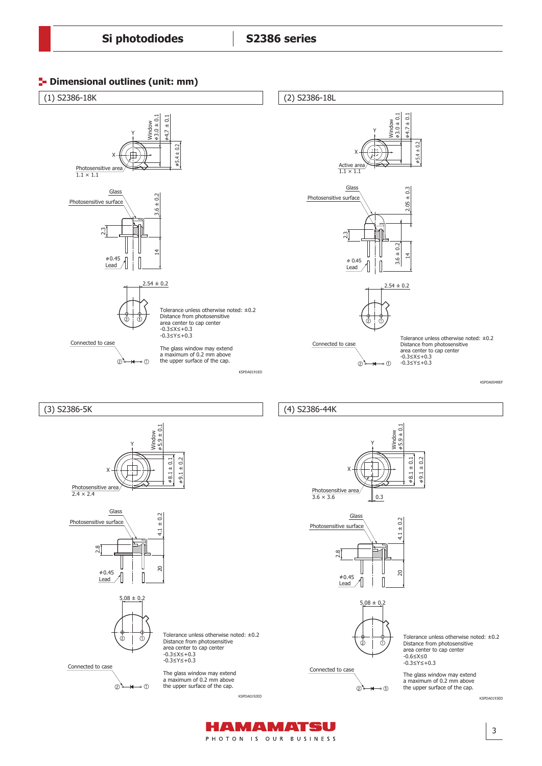## Dimensional outlines (unit: mm)

### (1) S2386-18K

Window $\phi$3.0 ± 0.1

$\phi$4.7 ± 0.1

$\phi$5.4 ± 0.2

Photosensitive area 1.1 × 1.1

Glass

Photosensitive surface

3.6 ± 0.2

2.3

14

$\phi$0.45 Lead

2.54 ± 0.2

Connected to case

Tolerance unless otherwise noted: ±0.2
Distance from photosensitive area center to cap center
-0.3≤X≤+0.3
-0.3≤Y≤+0.3

The glass window may extend a maximum of 0.2 mm above the upper surface of the cap.

KSPDA0191ED

### (2) S2386-18L

Window $\phi$3.0 ± 0.1

$\phi$4.7 ± 0.1

$\phi$5.4 ± 0.2

Active area 1.1 × 1.1

Glass

Photosensitive surface

2.05 ± 0.3

2.3

3.6 ± 0.2

14

$\phi$ 0.45 Lead

2.54 ± 0.2

Connected to case

Tolerance unless otherwise noted: ±0.2
Distance from photosensitive area center to cap center
-0.3≤X≤+0.3
-0.3≤Y≤+0.3

KSPDA0048EF

### (3) S2386-5K

Window $\phi$5.9 ± 0.1

$\phi$8.1 ± 0.1

$\phi$9.1 ± 0.2

Photosensitive area 2.4 × 2.4

Glass

Photosensitive surface

4.1 ± 0.2

2.8

20

$\phi$0.45 Lead

5.08 ± 0.2

Connected to case

Tolerance unless otherwise noted: ±0.2
Distance from photosensitive area center to cap center
-0.3≤X≤+0.3
-0.3≤Y≤+0.3

The glass window may extend a maximum of 0.2 mm above the upper surface of the cap.

KSPDA0192ED

### (4) S2386-44K

Window $\phi$5.9 ± 0.1

$\phi$8.1 ± 0.1

$\phi$9.1 ± 0.2

Photosensitive area 3.6 × 3.6

0.3

Glass

Photosensitive surface

4.1 ± 0.2

2.8

20

$\phi$0.45 Lead

5.08 ± 0.2

Connected to case

Tolerance unless otherwise noted: ±0.2
Distance from photosensitive area center to cap center
-0.6≤X≤0
-0.3≤Y≤+0.3

The glass window may extend a maximum of 0.2 mm above the upper surface of the cap.

KSPDA0193ED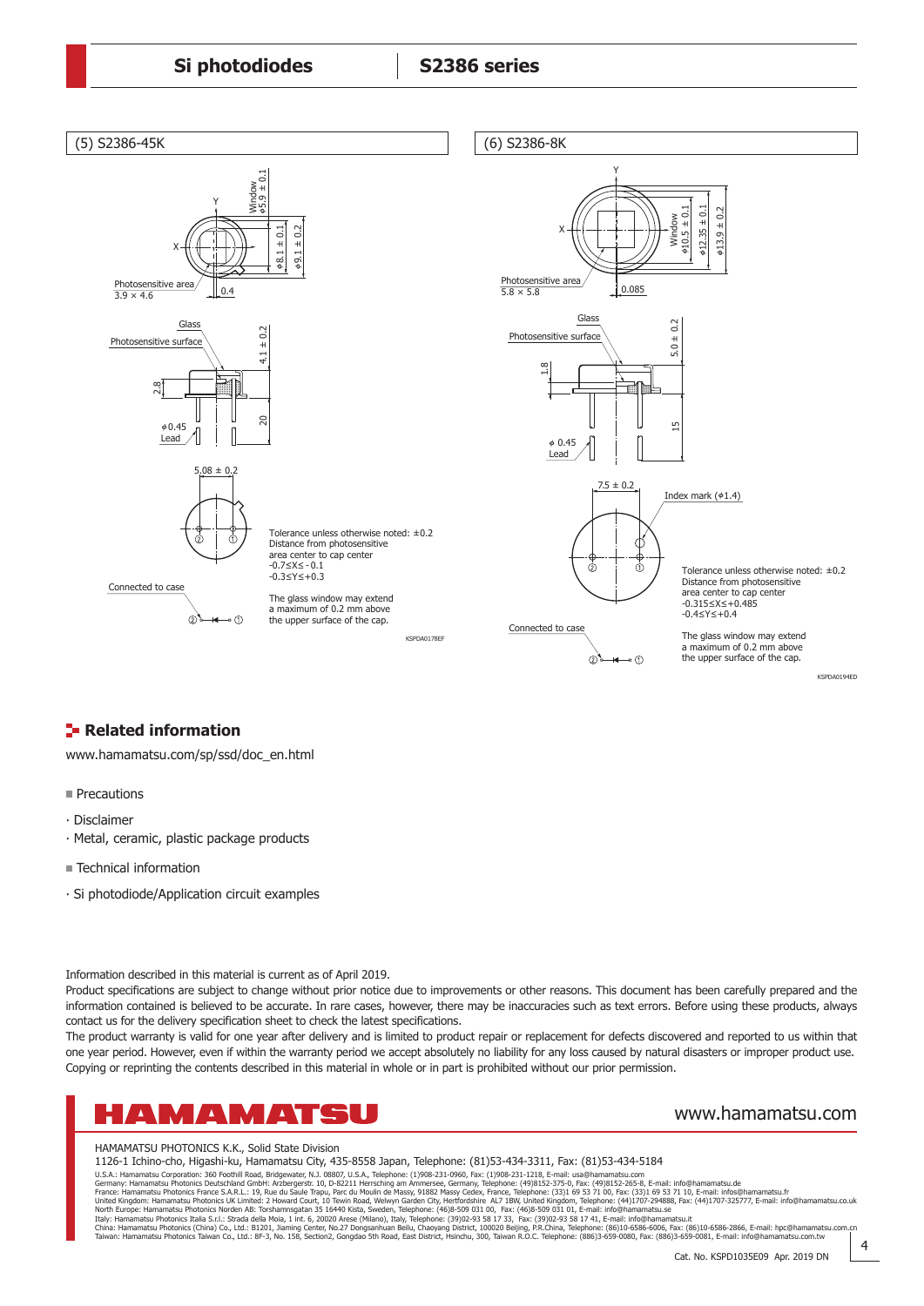(5) S2386-45K

Window φ5.9 ± 0.1

φ8.1 ± 0.1

φ9.1 ± 0.2

Photosensitive area 3.9 × 4.6

0.4

Glass

Photosensitive surface

4.1 ± 0.2

2.8

20

φ0.45 Lead

5.08 ± 0.2

Tolerance unless otherwise noted: ±0.2
Distance from photosensitive area center to cap center
$-0.7 \leq X \leq -0.1$
$-0.3 \leq Y \leq +0.3$

Connected to case

The glass window may extend a maximum of 0.2 mm above the upper surface of the cap.

KSPDA0178EF

(6) S2386-8K

Window φ10.5 ± 0.1

φ12.35 ± 0.1

φ13.9 ± 0.2

Photosensitive area 5.8 × 5.8

0.085

Glass

Photosensitive surface

5.0 ± 0.2

1.8

15

φ 0.45 Lead

7.5 ± 0.2

Index mark (φ1.4)

Tolerance unless otherwise noted: ±0.2
Distance from photosensitive area center to cap center
$-0.315 \leq X \leq +0.485$
$-0.4 \leq Y \leq +0.4$

Connected to case

The glass window may extend a maximum of 0.2 mm above the upper surface of the cap.

KSPDA0194ED

## Related information

www.hamamatsu.com/sp/ssd/doc_en.html

- Precautions
  - · Disclaimer
  - · Metal, ceramic, plastic package products
- Technical information
  - · Si photodiode/Application circuit examples

Information described in this material is current as of April 2019.

Product specifications are subject to change without prior notice due to improvements or other reasons. This document has been carefully prepared and the information contained is believed to be accurate. In rare cases, however, there may be inaccuracies such as text errors. Before using these products, always contact us for the delivery specification sheet to check the latest specifications.

The product warranty is valid for one year after delivery and is limited to product repair or replacement for defects discovered and reported to us within that one year period. However, even if within the warranty period we accept absolutely no liability for any loss caused by natural disasters or improper product use.

Copying or reprinting the contents described in this material in whole or in part is prohibited without our prior permission.

**HAMAMATSU**

www.hamamatsu.com

HAMAMATSU PHOTONICS K.K., Solid State Division
1126-1 Ichino-cho, Higashi-ku, Hamamatsu City, 435-8558 Japan, Telephone: (81)53-434-3311, Fax: (81)53-434-5184

U.S.A.: Hamamatsu Corporation: 360 Foothill Road, Bridgewater, N.J. 08807, U.S.A., Telephone: (1)908-231-0960, Fax: (1)908-231-1218, E-mail: usa@hamamatsu.com
Germany: Hamamatsu Photonics Deutschland GmbH: Arzbergerstr. 10, D-82211 Herrsching am Ammersee, Germany, Telephone: (49)8152-375-0, Fax: (49)8152-265-8, E-mail: info@hamamatsu.de
France: Hamamatsu Photonics France S.A.R.L.: 19, Rue du Saule Trapu, Parc du Moulin de Massy, 91882 Massy Cedex, France, Telephone: (33)1 69 53 71 00, Fax: (33)1 69 53 71 10, E-mail: infos@hamamatsu.fr
United Kingdom: Hamamatsu Photonics UK Limited: 2 Howard Court, 10 Tewin Road, Welwyn Garden City, Hertfordshire AL7 1BW, United Kingdom, Telephone: (44)1707-294888, Fax: (44)1707-325777, E-mail: info@hamamatsu.co.uk
North Europe: Hamamatsu Photonics Norden AB: Torshamnsgatan 35 16440 Kista, Sweden, Telephone: (46)8-509 031 00, Fax: (46)8-509 031 01, E-mail: info@hamamatsu.se
Italy: Hamamatsu Photonics Italia S.r.l.: Strada della Moia, 1 int. 6, 20020 Arese (Milano), Italy, Telephone: (39)02-93 58 17 33, Fax: (39)02-93 58 17 41, E-mail: info@hamamatsu.it
China: Hamamatsu Photonics (China) Co., Ltd.: B1201, Jiaming Center, No.27 Dongsanhuan Beilu, Chaoyang District, 100020 Beijing, P.R.China, Telephone: (86)10-6586-6006, Fax: (86)10-6586-2866, E-mail: hpc@hamamatsu.com.cn
Taiwan: Hamamatsu Photonics Taiwan Co., Ltd.: 8F-3, No. 158, Section2, Gongdao 5th Road, East District, Hsinchu, 300, Taiwan R.O.C. Telephone: (886)3-659-0080, Fax: (886)3-659-0081, E-mail: info@hamamatsu.com.tw

Cat. No. KSPD1035E09 Apr. 2019 DN